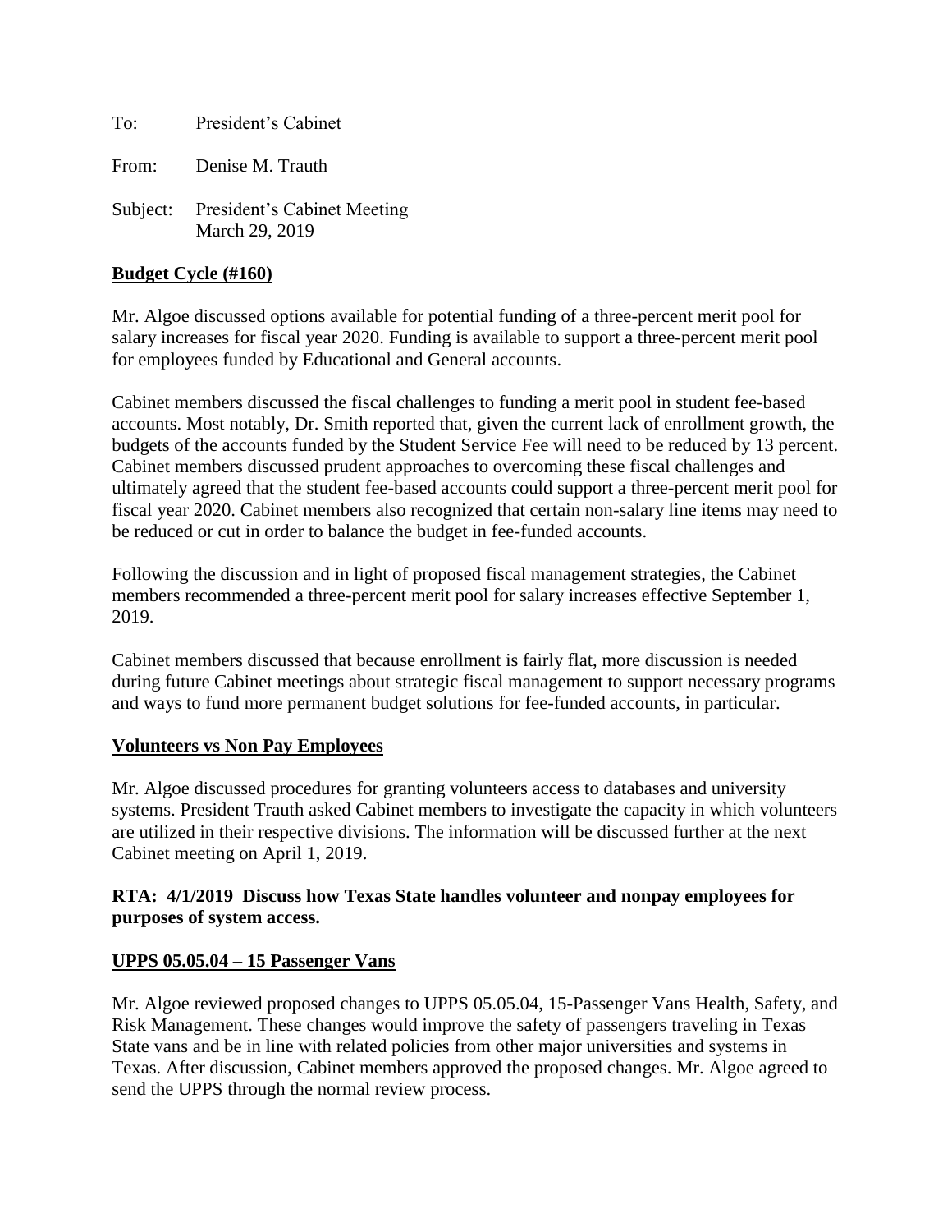To: President's Cabinet

From: Denise M. Trauth

Subject: President's Cabinet Meeting
March 29, 2019

**Budget Cycle (#160)**

Mr. Algoe discussed options available for potential funding of a three-percent merit pool for salary increases for fiscal year 2020. Funding is available to support a three-percent merit pool for employees funded by Educational and General accounts.

Cabinet members discussed the fiscal challenges to funding a merit pool in student fee-based accounts. Most notably, Dr. Smith reported that, given the current lack of enrollment growth, the budgets of the accounts funded by the Student Service Fee will need to be reduced by 13 percent. Cabinet members discussed prudent approaches to overcoming these fiscal challenges and ultimately agreed that the student fee-based accounts could support a three-percent merit pool for fiscal year 2020. Cabinet members also recognized that certain non-salary line items may need to be reduced or cut in order to balance the budget in fee-funded accounts.

Following the discussion and in light of proposed fiscal management strategies, the Cabinet members recommended a three-percent merit pool for salary increases effective September 1, 2019.

Cabinet members discussed that because enrollment is fairly flat, more discussion is needed during future Cabinet meetings about strategic fiscal management to support necessary programs and ways to fund more permanent budget solutions for fee-funded accounts, in particular.

**Volunteers vs Non Pay Employees**

Mr. Algoe discussed procedures for granting volunteers access to databases and university systems. President Trauth asked Cabinet members to investigate the capacity in which volunteers are utilized in their respective divisions. The information will be discussed further at the next Cabinet meeting on April 1, 2019.

**RTA: 4/1/2019 Discuss how Texas State handles volunteer and nonpay employees for purposes of system access.**

**UPPS 05.05.04 – 15 Passenger Vans**

Mr. Algoe reviewed proposed changes to UPPS 05.05.04, 15-Passenger Vans Health, Safety, and Risk Management. These changes would improve the safety of passengers traveling in Texas State vans and be in line with related policies from other major universities and systems in Texas. After discussion, Cabinet members approved the proposed changes. Mr. Algoe agreed to send the UPPS through the normal review process.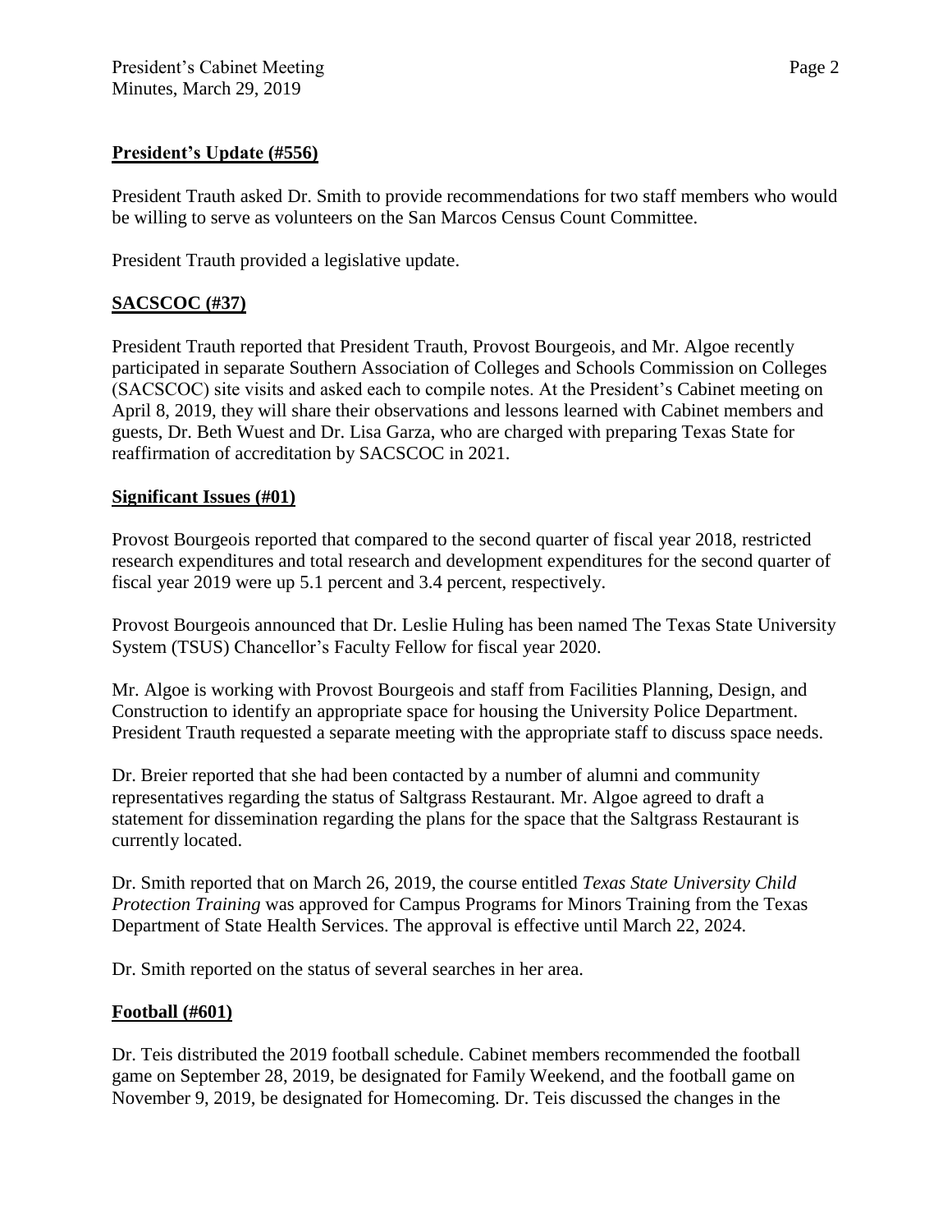**President's Update (#556)**

President Trauth asked Dr. Smith to provide recommendations for two staff members who would be willing to serve as volunteers on the San Marcos Census Count Committee.

President Trauth provided a legislative update.

**SACSCOC (#37)**

President Trauth reported that President Trauth, Provost Bourgeois, and Mr. Algoe recently participated in separate Southern Association of Colleges and Schools Commission on Colleges (SACSCOC) site visits and asked each to compile notes. At the President's Cabinet meeting on April 8, 2019, they will share their observations and lessons learned with Cabinet members and guests, Dr. Beth Wuest and Dr. Lisa Garza, who are charged with preparing Texas State for reaffirmation of accreditation by SACSCOC in 2021.

**Significant Issues (#01)**

Provost Bourgeois reported that compared to the second quarter of fiscal year 2018, restricted research expenditures and total research and development expenditures for the second quarter of fiscal year 2019 were up 5.1 percent and 3.4 percent, respectively.

Provost Bourgeois announced that Dr. Leslie Huling has been named The Texas State University System (TSUS) Chancellor's Faculty Fellow for fiscal year 2020.

Mr. Algoe is working with Provost Bourgeois and staff from Facilities Planning, Design, and Construction to identify an appropriate space for housing the University Police Department. President Trauth requested a separate meeting with the appropriate staff to discuss space needs.

Dr. Breier reported that she had been contacted by a number of alumni and community representatives regarding the status of Saltgrass Restaurant. Mr. Algoe agreed to draft a statement for dissemination regarding the plans for the space that the Saltgrass Restaurant is currently located.

Dr. Smith reported that on March 26, 2019, the course entitled *Texas State University Child Protection Training* was approved for Campus Programs for Minors Training from the Texas Department of State Health Services. The approval is effective until March 22, 2024.

Dr. Smith reported on the status of several searches in her area.

**Football (#601)**

Dr. Teis distributed the 2019 football schedule. Cabinet members recommended the football game on September 28, 2019, be designated for Family Weekend, and the football game on November 9, 2019, be designated for Homecoming. Dr. Teis discussed the changes in the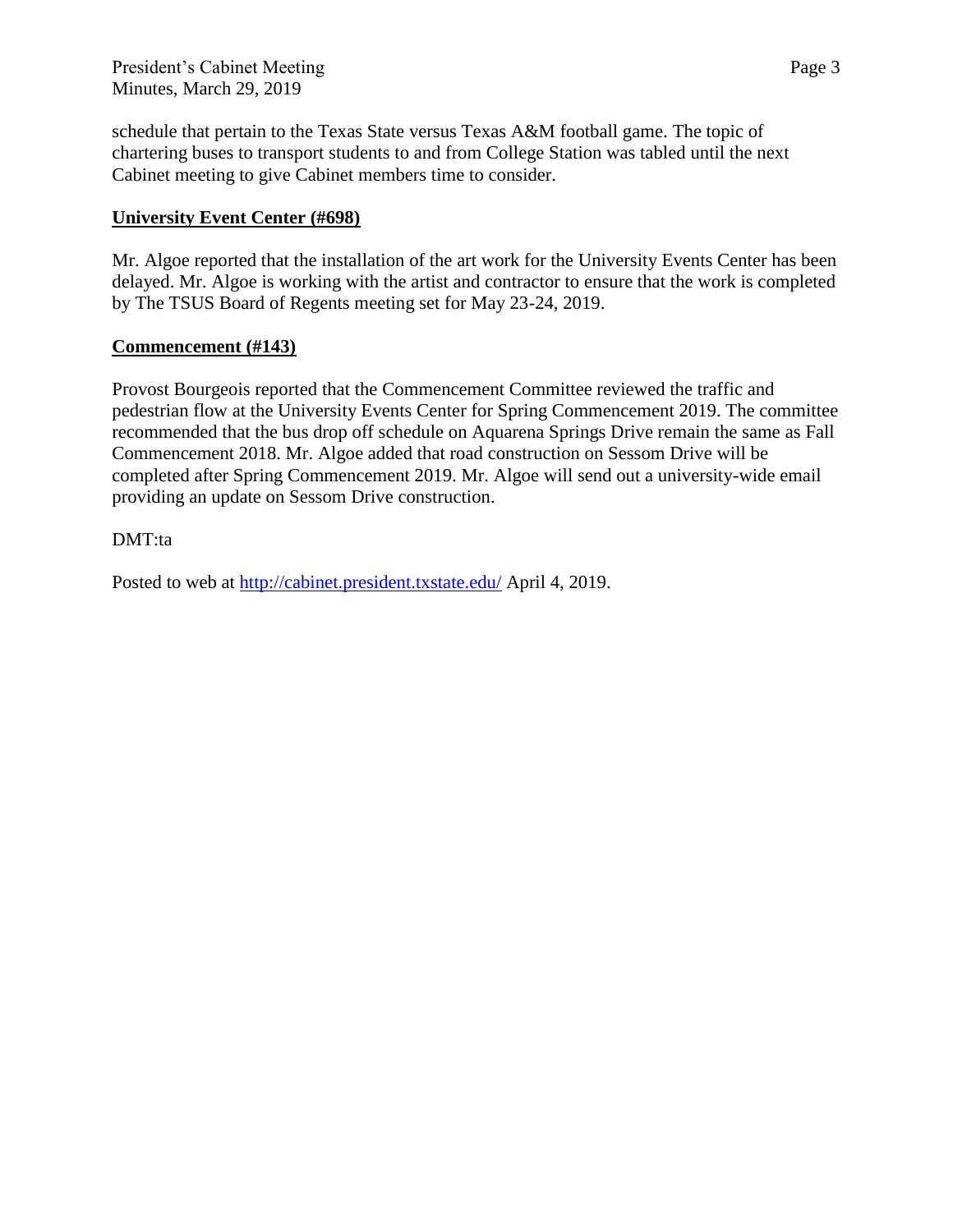schedule that pertain to the Texas State versus Texas A&M football game. The topic of chartering buses to transport students to and from College Station was tabled until the next Cabinet meeting to give Cabinet members time to consider.

**University Event Center (#698)**

Mr. Algoe reported that the installation of the art work for the University Events Center has been delayed. Mr. Algoe is working with the artist and contractor to ensure that the work is completed by The TSUS Board of Regents meeting set for May 23-24, 2019.

**Commencement (#143)**

Provost Bourgeois reported that the Commencement Committee reviewed the traffic and pedestrian flow at the University Events Center for Spring Commencement 2019. The committee recommended that the bus drop off schedule on Aquarena Springs Drive remain the same as Fall Commencement 2018. Mr. Algoe added that road construction on Sessom Drive will be completed after Spring Commencement 2019. Mr. Algoe will send out a university-wide email providing an update on Sessom Drive construction.

DMT:ta

Posted to web at http://cabinet.president.txstate.edu/ April 4, 2019.